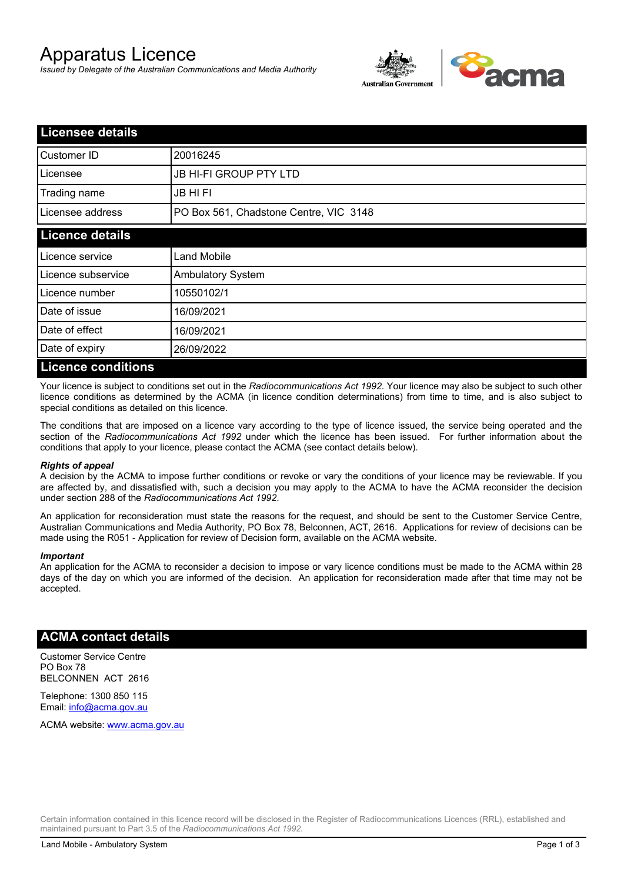# Apparatus Licence

*Issued by Delegate of the Australian Communications and Media Authority*

## Licensee details

| | |
|---|---|
| Customer ID | 20016245 |
| Licensee | JB HI-FI GROUP PTY LTD |
| Trading name | JB HI FI |
| Licensee address | PO Box 561, Chadstone Centre, VIC 3148 |

## Licence details

| | |
|---|---|
| Licence service | Land Mobile |
| Licence subservice | Ambulatory System |
| Licence number | 10550102/1 |
| Date of issue | 16/09/2021 |
| Date of effect | 16/09/2021 |
| Date of expiry | 26/09/2022 |

## Licence conditions

Your licence is subject to conditions set out in the *Radiocommunications Act 1992*. Your licence may also be subject to such other licence conditions as determined by the ACMA (in licence condition determinations) from time to time, and is also subject to special conditions as detailed on this licence.

The conditions that are imposed on a licence vary according to the type of licence issued, the service being operated and the section of the *Radiocommunications Act 1992* under which the licence has been issued. For further information about the conditions that apply to your licence, please contact the ACMA (see contact details below).

***Rights of appeal***

A decision by the ACMA to impose further conditions or revoke or vary the conditions of your licence may be reviewable. If you are affected by, and dissatisfied with, such a decision you may apply to the ACMA to have the ACMA reconsider the decision under section 288 of the *Radiocommunications Act 1992*.

An application for reconsideration must state the reasons for the request, and should be sent to the Customer Service Centre, Australian Communications and Media Authority, PO Box 78, Belconnen, ACT, 2616. Applications for review of decisions can be made using the R051 - Application for review of Decision form, available on the ACMA website.

***Important***

An application for the ACMA to reconsider a decision to impose or vary licence conditions must be made to the ACMA within 28 days of the day on which you are informed of the decision. An application for reconsideration made after that time may not be accepted.

## ACMA contact details

Customer Service Centre
PO Box 78
BELCONNEN ACT 2616

Telephone: 1300 850 115
Email: info@acma.gov.au

ACMA website: www.acma.gov.au

Certain information contained in this licence record will be disclosed in the Register of Radiocommunications Licences (RRL), established and maintained pursuant to Part 3.5 of the *Radiocommunications Act 1992.*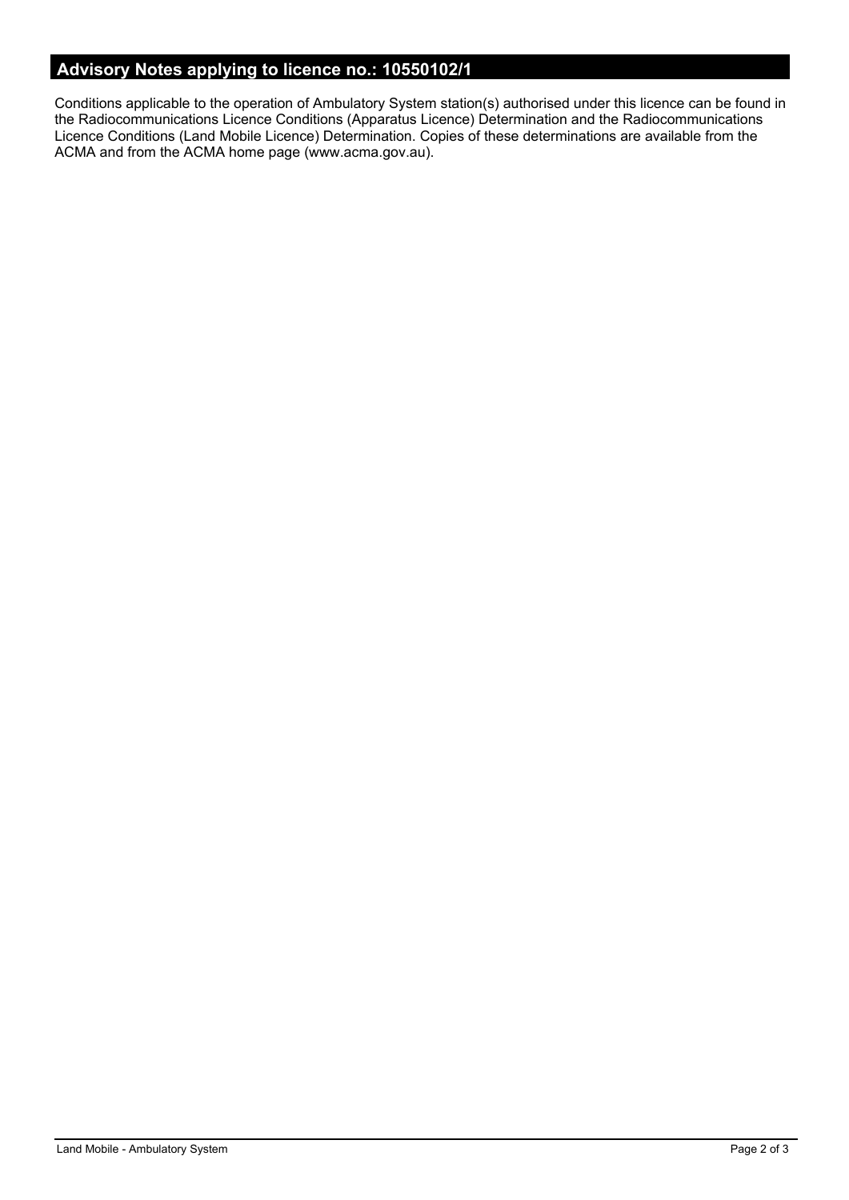## Advisory Notes applying to licence no.: 10550102/1

Conditions applicable to the operation of Ambulatory System station(s) authorised under this licence can be found in the Radiocommunications Licence Conditions (Apparatus Licence) Determination and the Radiocommunications Licence Conditions (Land Mobile Licence) Determination. Copies of these determinations are available from the ACMA and from the ACMA home page (www.acma.gov.au).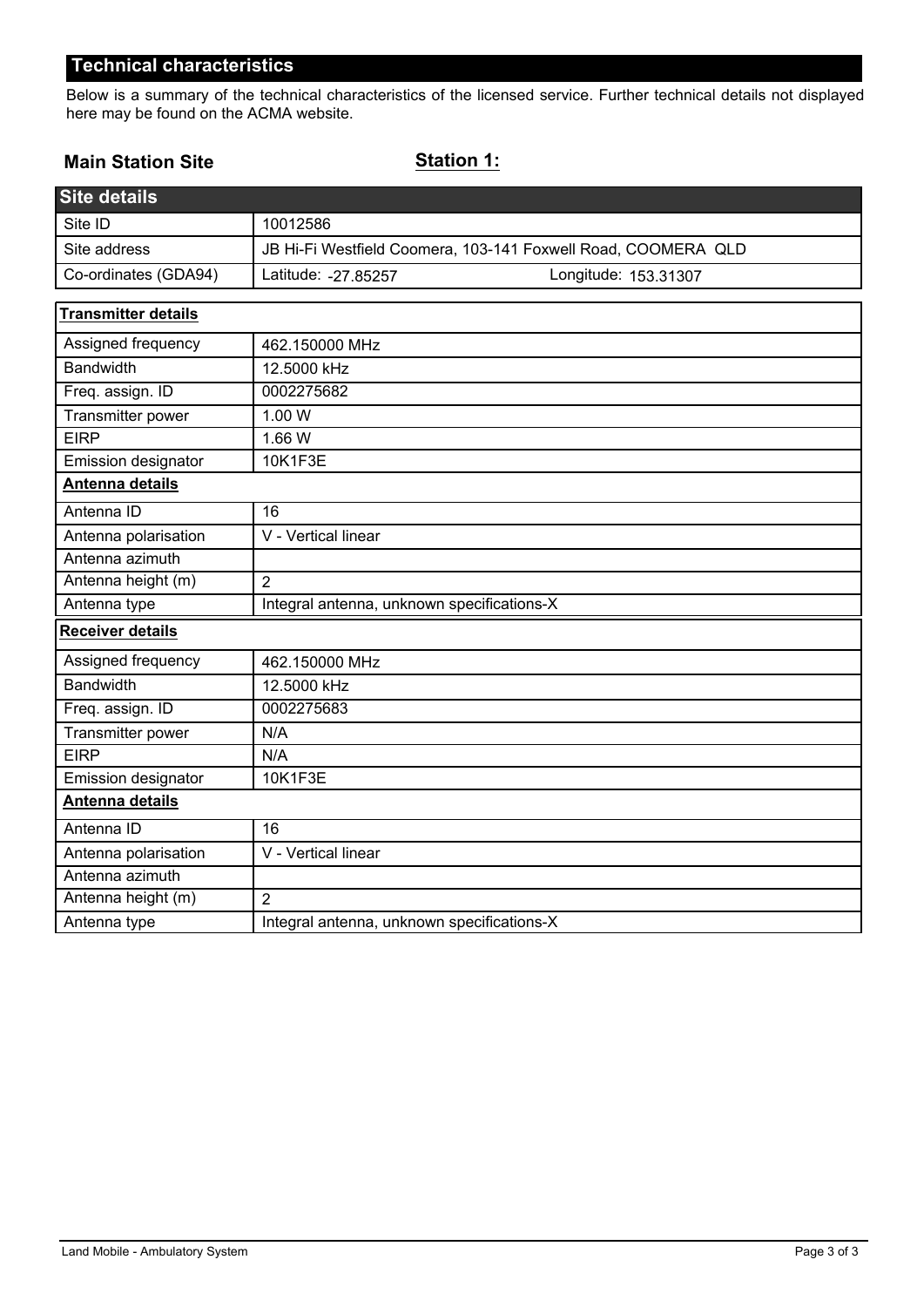## Technical characteristics

Below is a summary of the technical characteristics of the licensed service. Further technical details not displayed here may be found on the ACMA website.

**Main Station Site** **Station 1:**

| Site details | |
|---|---|
| Site ID | 10012586 |
| Site address | JB Hi-Fi Westfield Coomera, 103-141 Foxwell Road, COOMERA QLD |
| Co-ordinates (GDA94) | Latitude: -27.85257 Longitude: 153.31307 |

| Transmitter details | |
|---|---|
| Assigned frequency | 462.150000 MHz |
| Bandwidth | 12.5000 kHz |
| Freq. assign. ID | 0002275682 |
| Transmitter power | 1.00 W |
| EIRP | 1.66 W |
| Emission designator | 10K1F3E |
| **Antenna details** | |
| Antenna ID | 16 |
| Antenna polarisation | V - Vertical linear |
| Antenna azimuth | |
| Antenna height (m) | 2 |
| Antenna type | Integral antenna, unknown specifications-X |

| Receiver details | |
|---|---|
| Assigned frequency | 462.150000 MHz |
| Bandwidth | 12.5000 kHz |
| Freq. assign. ID | 0002275683 |
| Transmitter power | N/A |
| EIRP | N/A |
| Emission designator | 10K1F3E |
| **Antenna details** | |
| Antenna ID | 16 |
| Antenna polarisation | V - Vertical linear |
| Antenna azimuth | |
| Antenna height (m) | 2 |
| Antenna type | Integral antenna, unknown specifications-X |

Land Mobile - Ambulatory System